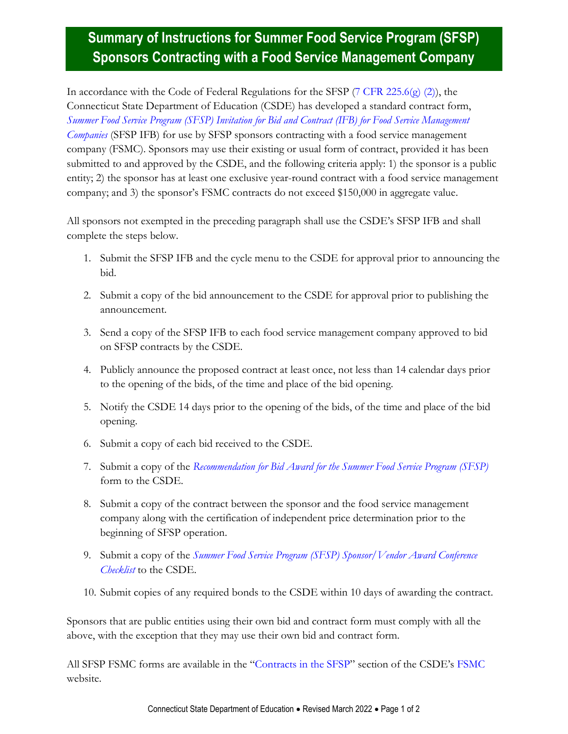# Summary of Instructions for Summer Food Service Program (SFSP) Sponsors Contracting with a Food Service Management Company

In accordance with the Code of Federal Regulations for the SFSP (7 CFR 225.6(g) (2)), the Connecticut State Department of Education (CSDE) has developed a standard contract form, *Summer Food Service Program (SFSP) Invitation for Bid and Contract (IFB) for Food Service Management Companies* (SFSP IFB) for use by SFSP sponsors contracting with a food service management company (FSMC). Sponsors may use their existing or usual form of contract, provided it has been submitted to and approved by the CSDE, and the following criteria apply: 1) the sponsor is a public entity; 2) the sponsor has at least one exclusive year-round contract with a food service management company; and 3) the sponsor's FSMC contracts do not exceed $150,000 in aggregate value.

All sponsors not exempted in the preceding paragraph shall use the CSDE's SFSP IFB and shall complete the steps below.

1. Submit the SFSP IFB and the cycle menu to the CSDE for approval prior to announcing the bid.
2. Submit a copy of the bid announcement to the CSDE for approval prior to publishing the announcement.
3. Send a copy of the SFSP IFB to each food service management company approved to bid on SFSP contracts by the CSDE.
4. Publicly announce the proposed contract at least once, not less than 14 calendar days prior to the opening of the bids, of the time and place of the bid opening.
5. Notify the CSDE 14 days prior to the opening of the bids, of the time and place of the bid opening.
6. Submit a copy of each bid received to the CSDE.
7. Submit a copy of the *Recommendation for Bid Award for the Summer Food Service Program (SFSP)* form to the CSDE.
8. Submit a copy of the contract between the sponsor and the food service management company along with the certification of independent price determination prior to the beginning of SFSP operation.
9. Submit a copy of the *Summer Food Service Program (SFSP) Sponsor/Vendor Award Conference Checklist* to the CSDE.
10. Submit copies of any required bonds to the CSDE within 10 days of awarding the contract.

Sponsors that are public entities using their own bid and contract form must comply with all the above, with the exception that they may use their own bid and contract form.

All SFSP FSMC forms are available in the "Contracts in the SFSP" section of the CSDE's FSMC website.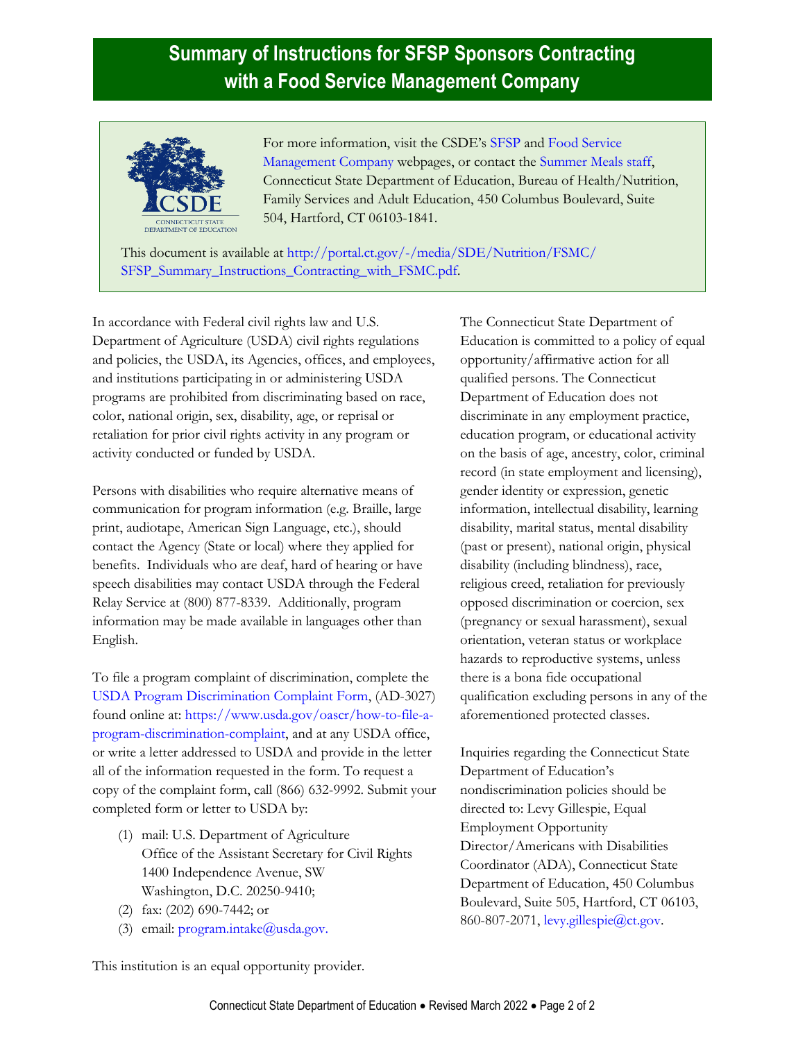# Summary of Instructions for SFSP Sponsors Contracting with a Food Service Management Company

For more information, visit the CSDE's SFSP and Food Service Management Company webpages, or contact the Summer Meals staff, Connecticut State Department of Education, Bureau of Health/Nutrition, Family Services and Adult Education, 450 Columbus Boulevard, Suite 504, Hartford, CT 06103-1841.

This document is available at http://portal.ct.gov/-/media/SDE/Nutrition/FSMC/SFSP_Summary_Instructions_Contracting_with_FSMC.pdf.

In accordance with Federal civil rights law and U.S. Department of Agriculture (USDA) civil rights regulations and policies, the USDA, its Agencies, offices, and employees, and institutions participating in or administering USDA programs are prohibited from discriminating based on race, color, national origin, sex, disability, age, or reprisal or retaliation for prior civil rights activity in any program or activity conducted or funded by USDA.

Persons with disabilities who require alternative means of communication for program information (e.g. Braille, large print, audiotape, American Sign Language, etc.), should contact the Agency (State or local) where they applied for benefits. Individuals who are deaf, hard of hearing or have speech disabilities may contact USDA through the Federal Relay Service at (800) 877-8339. Additionally, program information may be made available in languages other than English.

To file a program complaint of discrimination, complete the USDA Program Discrimination Complaint Form, (AD-3027) found online at: https://www.usda.gov/oascr/how-to-file-a-program-discrimination-complaint, and at any USDA office, or write a letter addressed to USDA and provide in the letter all of the information requested in the form. To request a copy of the complaint form, call (866) 632-9992. Submit your completed form or letter to USDA by:

(1) mail: U.S. Department of Agriculture
Office of the Assistant Secretary for Civil Rights
1400 Independence Avenue, SW
Washington, D.C. 20250-9410;

(2) fax: (202) 690-7442; or

(3) email: program.intake@usda.gov.

This institution is an equal opportunity provider.

The Connecticut State Department of Education is committed to a policy of equal opportunity/affirmative action for all qualified persons. The Connecticut Department of Education does not discriminate in any employment practice, education program, or educational activity on the basis of age, ancestry, color, criminal record (in state employment and licensing), gender identity or expression, genetic information, intellectual disability, learning disability, marital status, mental disability (past or present), national origin, physical disability (including blindness), race, religious creed, retaliation for previously opposed discrimination or coercion, sex (pregnancy or sexual harassment), sexual orientation, veteran status or workplace hazards to reproductive systems, unless there is a bona fide occupational qualification excluding persons in any of the aforementioned protected classes.

Inquiries regarding the Connecticut State Department of Education's nondiscrimination policies should be directed to: Levy Gillespie, Equal Employment Opportunity Director/Americans with Disabilities Coordinator (ADA), Connecticut State Department of Education, 450 Columbus Boulevard, Suite 505, Hartford, CT 06103, 860-807-2071, levy.gillespie@ct.gov.